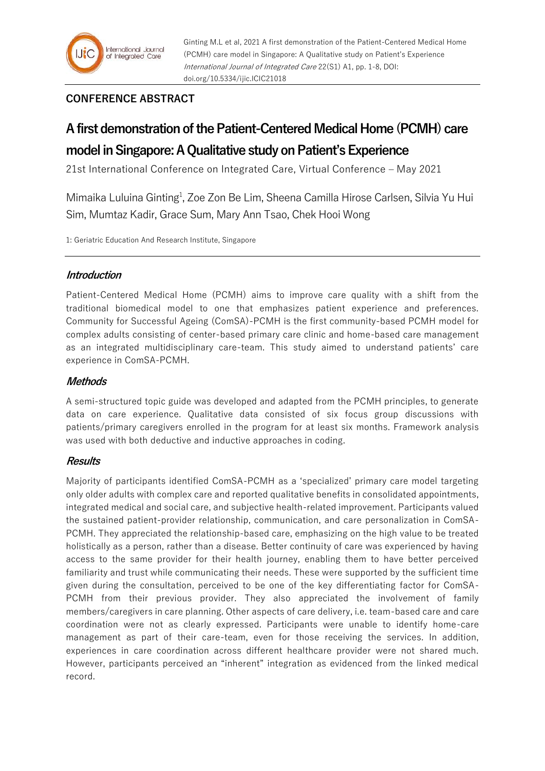**CONFERENCE ABSTRACT**

# A first demonstration of the Patient-Centered Medical Home (PCMH) care model in Singapore: A Qualitative study on Patient's Experience

21st International Conference on Integrated Care, Virtual Conference – May 2021

Mimaika Luluina Ginting[1], Zoe Zon Be Lim, Sheena Camilla Hirose Carlsen, Silvia Yu Hui Sim, Mumtaz Kadir, Grace Sum, Mary Ann Tsao, Chek Hooi Wong

1: Geriatric Education And Research Institute, Singapore

## *Introduction*

Patient-Centered Medical Home (PCMH) aims to improve care quality with a shift from the traditional biomedical model to one that emphasizes patient experience and preferences. Community for Successful Ageing (ComSA)-PCMH is the first community-based PCMH model for complex adults consisting of center-based primary care clinic and home-based care management as an integrated multidisciplinary care-team. This study aimed to understand patients' care experience in ComSA-PCMH.

## *Methods*

A semi-structured topic guide was developed and adapted from the PCMH principles, to generate data on care experience. Qualitative data consisted of six focus group discussions with patients/primary caregivers enrolled in the program for at least six months. Framework analysis was used with both deductive and inductive approaches in coding.

## *Results*

Majority of participants identified ComSA-PCMH as a 'specialized' primary care model targeting only older adults with complex care and reported qualitative benefits in consolidated appointments, integrated medical and social care, and subjective health-related improvement. Participants valued the sustained patient-provider relationship, communication, and care personalization in ComSA-PCMH. They appreciated the relationship-based care, emphasizing on the high value to be treated holistically as a person, rather than a disease. Better continuity of care was experienced by having access to the same provider for their health journey, enabling them to have better perceived familiarity and trust while communicating their needs. These were supported by the sufficient time given during the consultation, perceived to be one of the key differentiating factor for ComSA-PCMH from their previous provider. They also appreciated the involvement of family members/caregivers in care planning. Other aspects of care delivery, i.e. team-based care and care coordination were not as clearly expressed. Participants were unable to identify home-care management as part of their care-team, even for those receiving the services. In addition, experiences in care coordination across different healthcare provider were not shared much. However, participants perceived an "inherent" integration as evidenced from the linked medical record.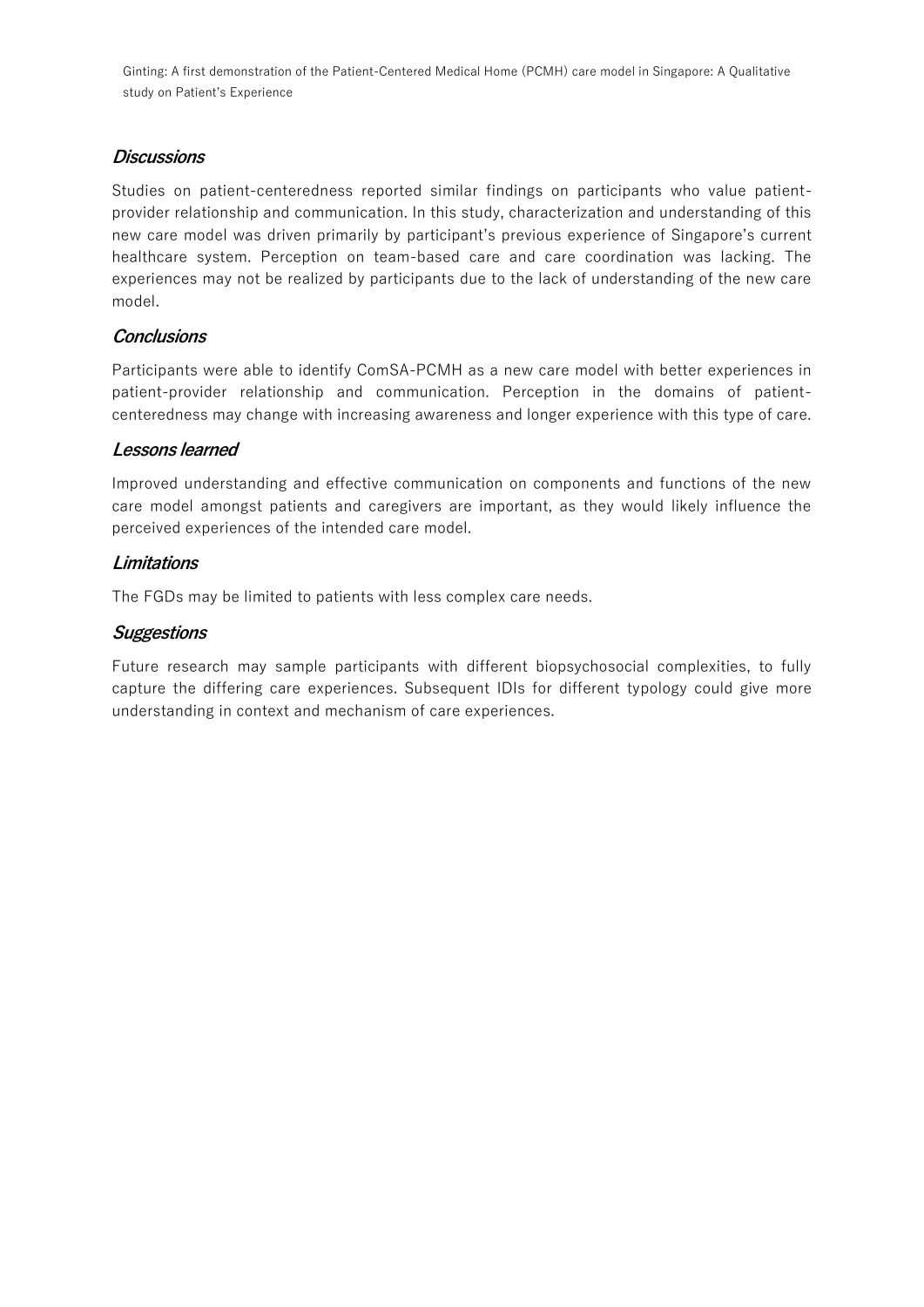## *Discussions*

Studies on patient-centeredness reported similar findings on participants who value patient-provider relationship and communication. In this study, characterization and understanding of this new care model was driven primarily by participant's previous experience of Singapore's current healthcare system. Perception on team-based care and care coordination was lacking. The experiences may not be realized by participants due to the lack of understanding of the new care model.

## *Conclusions*

Participants were able to identify ComSA-PCMH as a new care model with better experiences in patient-provider relationship and communication. Perception in the domains of patient-centeredness may change with increasing awareness and longer experience with this type of care.

## *Lessons learned*

Improved understanding and effective communication on components and functions of the new care model amongst patients and caregivers are important, as they would likely influence the perceived experiences of the intended care model.

## *Limitations*

The FGDs may be limited to patients with less complex care needs.

## *Suggestions*

Future research may sample participants with different biopsychosocial complexities, to fully capture the differing care experiences. Subsequent IDIs for different typology could give more understanding in context and mechanism of care experiences.